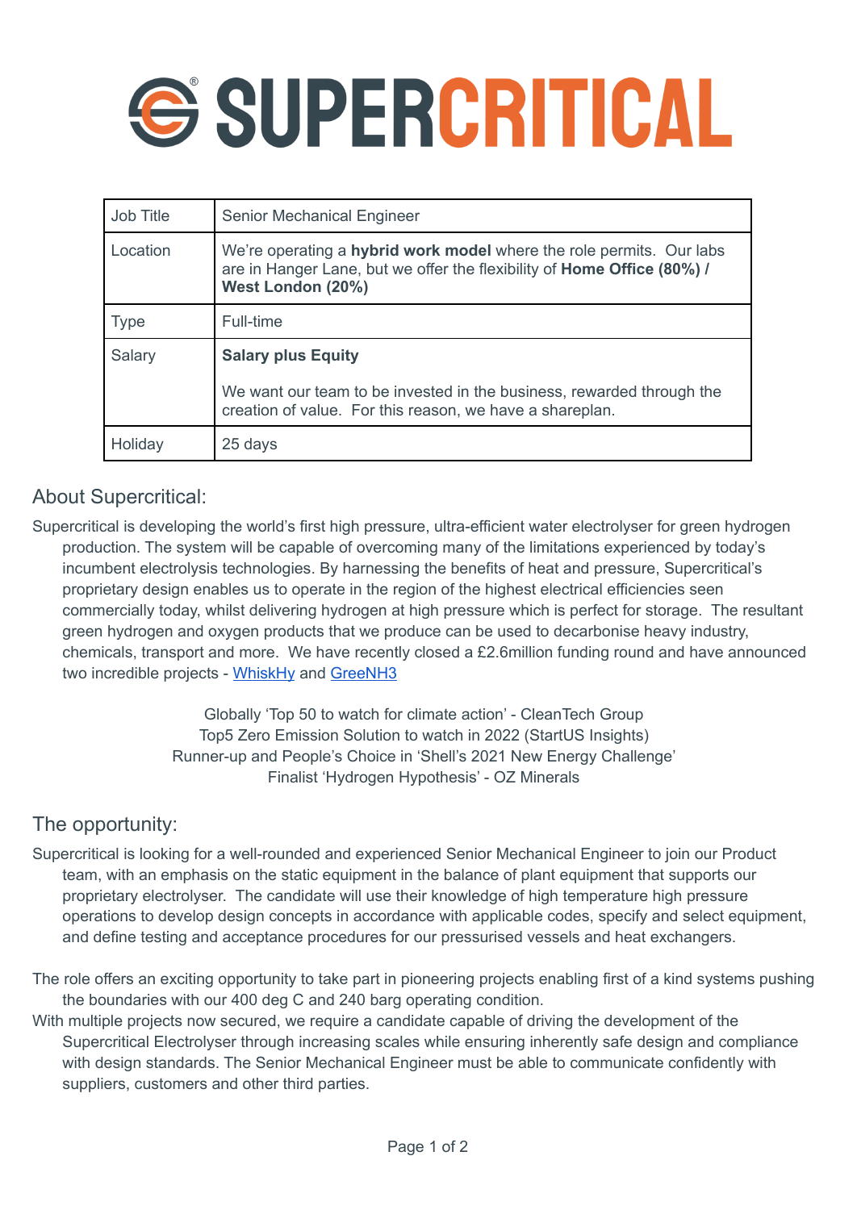# SUPERCRITICAL

| Job Title | Senior Mechanical Engineer |
| --- | --- |
| Location | We're operating a **hybrid work model** where the role permits. Our labs are in Hanger Lane, but we offer the flexibility of **Home Office (80%) / West London (20%)** |
| Type | Full-time |
| Salary | **Salary plus Equity**<br><br>We want our team to be invested in the business, rewarded through the creation of value. For this reason, we have a shareplan. |
| Holiday | 25 days |

## About Supercritical:

Supercritical is developing the world's first high pressure, ultra-efficient water electrolyser for green hydrogen production. The system will be capable of overcoming many of the limitations experienced by today's incumbent electrolysis technologies. By harnessing the benefits of heat and pressure, Supercritical's proprietary design enables us to operate in the region of the highest electrical efficiencies seen commercially today, whilst delivering hydrogen at high pressure which is perfect for storage. The resultant green hydrogen and oxygen products that we produce can be used to decarbonise heavy industry, chemicals, transport and more. We have recently closed a £2.6million funding round and have announced two incredible projects - WhiskHy and GreeNH3

Globally 'Top 50 to watch for climate action' - CleanTech Group
Top5 Zero Emission Solution to watch in 2022 (StartUS Insights)
Runner-up and People's Choice in 'Shell's 2021 New Energy Challenge'
Finalist 'Hydrogen Hypothesis' - OZ Minerals

## The opportunity:

Supercritical is looking for a well-rounded and experienced Senior Mechanical Engineer to join our Product team, with an emphasis on the static equipment in the balance of plant equipment that supports our proprietary electrolyser. The candidate will use their knowledge of high temperature high pressure operations to develop design concepts in accordance with applicable codes, specify and select equipment, and define testing and acceptance procedures for our pressurised vessels and heat exchangers.

The role offers an exciting opportunity to take part in pioneering projects enabling first of a kind systems pushing the boundaries with our 400 deg C and 240 barg operating condition.

With multiple projects now secured, we require a candidate capable of driving the development of the Supercritical Electrolyser through increasing scales while ensuring inherently safe design and compliance with design standards. The Senior Mechanical Engineer must be able to communicate confidently with suppliers, customers and other third parties.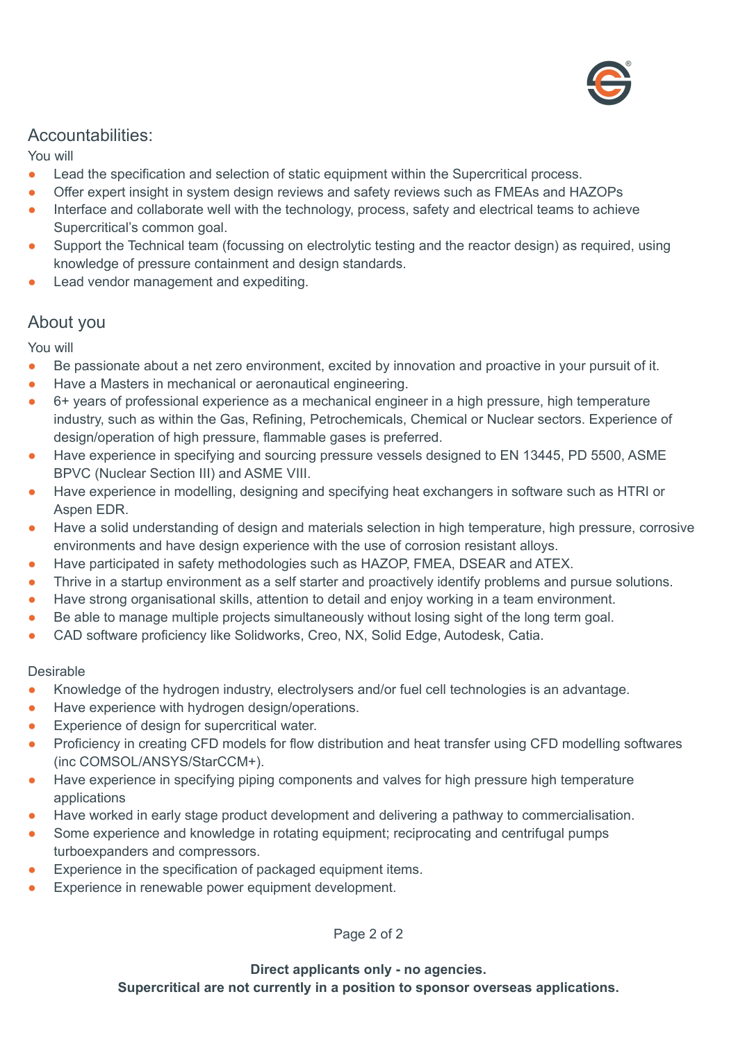## Accountabilities:

You will

- Lead the specification and selection of static equipment within the Supercritical process.
- Offer expert insight in system design reviews and safety reviews such as FMEAs and HAZOPs
- Interface and collaborate well with the technology, process, safety and electrical teams to achieve Supercritical's common goal.
- Support the Technical team (focussing on electrolytic testing and the reactor design) as required, using knowledge of pressure containment and design standards.
- Lead vendor management and expediting.

## About you

You will

- Be passionate about a net zero environment, excited by innovation and proactive in your pursuit of it.
- Have a Masters in mechanical or aeronautical engineering.
- 6+ years of professional experience as a mechanical engineer in a high pressure, high temperature industry, such as within the Gas, Refining, Petrochemicals, Chemical or Nuclear sectors. Experience of design/operation of high pressure, flammable gases is preferred.
- Have experience in specifying and sourcing pressure vessels designed to EN 13445, PD 5500, ASME BPVC (Nuclear Section III) and ASME VIII.
- Have experience in modelling, designing and specifying heat exchangers in software such as HTRI or Aspen EDR.
- Have a solid understanding of design and materials selection in high temperature, high pressure, corrosive environments and have design experience with the use of corrosion resistant alloys.
- Have participated in safety methodologies such as HAZOP, FMEA, DSEAR and ATEX.
- Thrive in a startup environment as a self starter and proactively identify problems and pursue solutions.
- Have strong organisational skills, attention to detail and enjoy working in a team environment.
- Be able to manage multiple projects simultaneously without losing sight of the long term goal.
- CAD software proficiency like Solidworks, Creo, NX, Solid Edge, Autodesk, Catia.

Desirable

- Knowledge of the hydrogen industry, electrolysers and/or fuel cell technologies is an advantage.
- Have experience with hydrogen design/operations.
- Experience of design for supercritical water.
- Proficiency in creating CFD models for flow distribution and heat transfer using CFD modelling softwares (inc COMSOL/ANSYS/StarCCM+).
- Have experience in specifying piping components and valves for high pressure high temperature applications
- Have worked in early stage product development and delivering a pathway to commercialisation.
- Some experience and knowledge in rotating equipment; reciprocating and centrifugal pumps turboexpanders and compressors.
- Experience in the specification of packaged equipment items.
- Experience in renewable power equipment development.

**Direct applicants only - no agencies.**
**Supercritical are not currently in a position to sponsor overseas applications.**